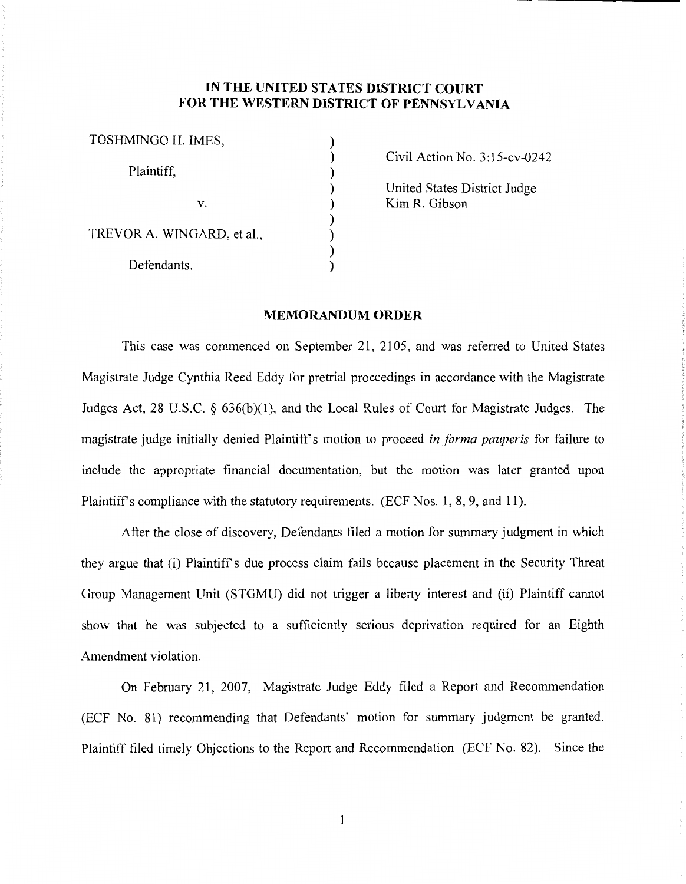**IN THE UNITED STATES DISTRICT COURT**
**FOR THE WESTERN DISTRICT OF PENNSYLVANIA**

| | | |
|---|---|---|
| TOSHMINGO H. IMES, | ) | |
| | ) | Civil Action No. 3:15-cv-0242 |
| Plaintiff, | ) | |
| | ) | United States District Judge |
| v. | ) | Kim R. Gibson |
| | ) | |
| TREVOR A. WINGARD, et al., | ) | |
| | ) | |
| Defendants. | ) | |

## MEMORANDUM ORDER

This case was commenced on September 21, 2105, and was referred to United States Magistrate Judge Cynthia Reed Eddy for pretrial proceedings in accordance with the Magistrate Judges Act, 28 U.S.C. § 636(b)(1), and the Local Rules of Court for Magistrate Judges. The magistrate judge initially denied Plaintiff's motion to proceed *in forma pauperis* for failure to include the appropriate financial documentation, but the motion was later granted upon Plaintiff's compliance with the statutory requirements. (ECF Nos. 1, 8, 9, and 11).

After the close of discovery, Defendants filed a motion for summary judgment in which they argue that (i) Plaintiff's due process claim fails because placement in the Security Threat Group Management Unit (STGMU) did not trigger a liberty interest and (ii) Plaintiff cannot show that he was subjected to a sufficiently serious deprivation required for an Eighth Amendment violation.

On February 21, 2007, Magistrate Judge Eddy filed a Report and Recommendation (ECF No. 81) recommending that Defendants' motion for summary judgment be granted. Plaintiff filed timely Objections to the Report and Recommendation (ECF No. 82). Since the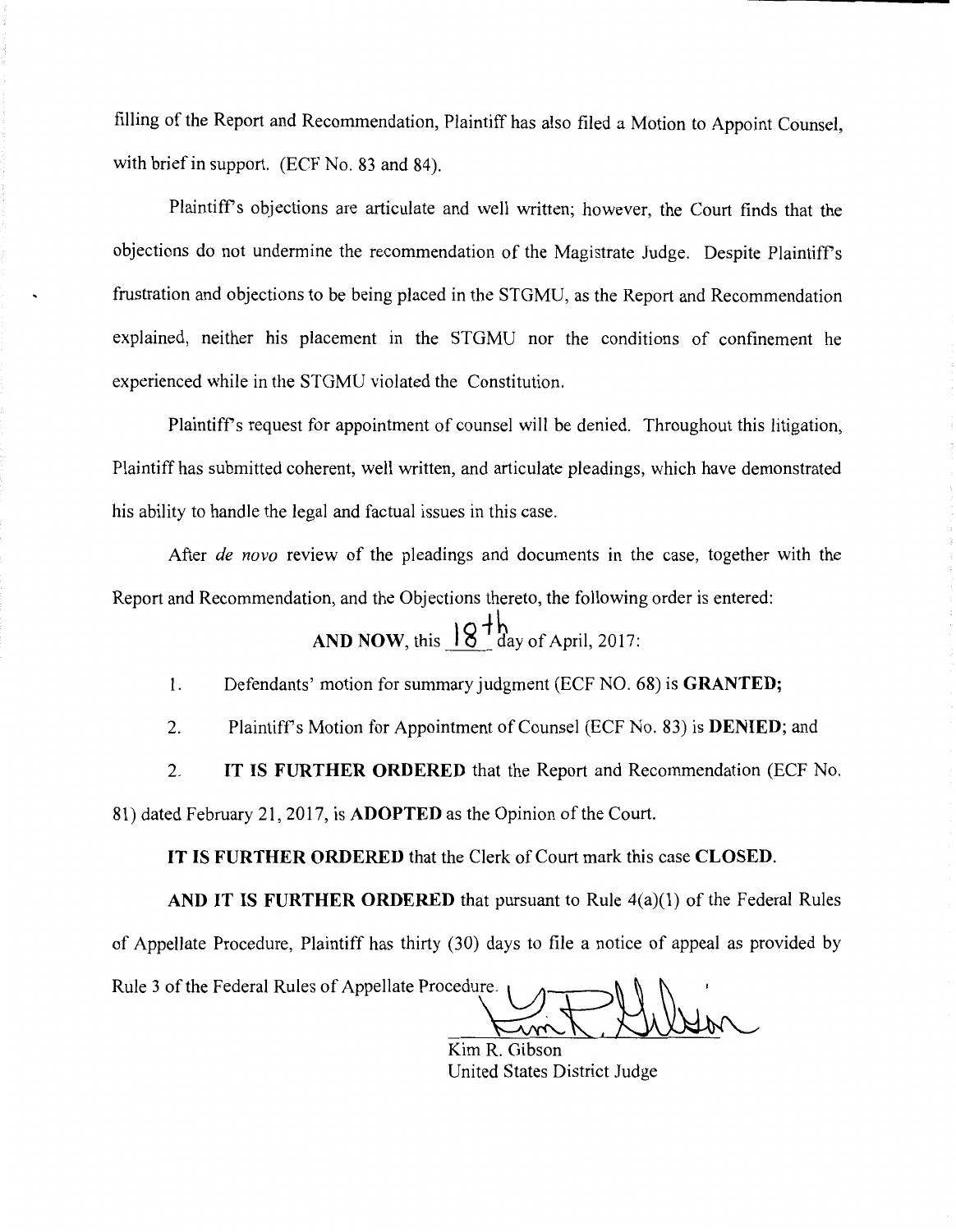filling of the Report and Recommendation, Plaintiff has also filed a Motion to Appoint Counsel, with brief in support. (ECF No. 83 and 84).

Plaintiff's objections are articulate and well written; however, the Court finds that the objections do not undermine the recommendation of the Magistrate Judge. Despite Plaintiff's frustration and objections to be being placed in the STGMU, as the Report and Recommendation explained, neither his placement in the STGMU nor the conditions of confinement he experienced while in the STGMU violated the Constitution.

Plaintiff's request for appointment of counsel will be denied. Throughout this litigation, Plaintiff has submitted coherent, well written, and articulate pleadings, which have demonstrated his ability to handle the legal and factual issues in this case.

After *de novo* review of the pleadings and documents in the case, together with the Report and Recommendation, and the Objections thereto, the following order is entered:

**AND NOW**, this 18th day of April, 2017:

1. Defendants' motion for summary judgment (ECF NO. 68) is **GRANTED;**

2. Plaintiff's Motion for Appointment of Counsel (ECF No. 83) is **DENIED**; and

2. **IT IS FURTHER ORDERED** that the Report and Recommendation (ECF No. 81) dated February 21, 2017, is **ADOPTED** as the Opinion of the Court.

**IT IS FURTHER ORDERED** that the Clerk of Court mark this case **CLOSED**.

**AND IT IS FURTHER ORDERED** that pursuant to Rule 4(a)(1) of the Federal Rules of Appellate Procedure, Plaintiff has thirty (30) days to file a notice of appeal as provided by Rule 3 of the Federal Rules of Appellate Procedure.

Kim R. Gibson
United States District Judge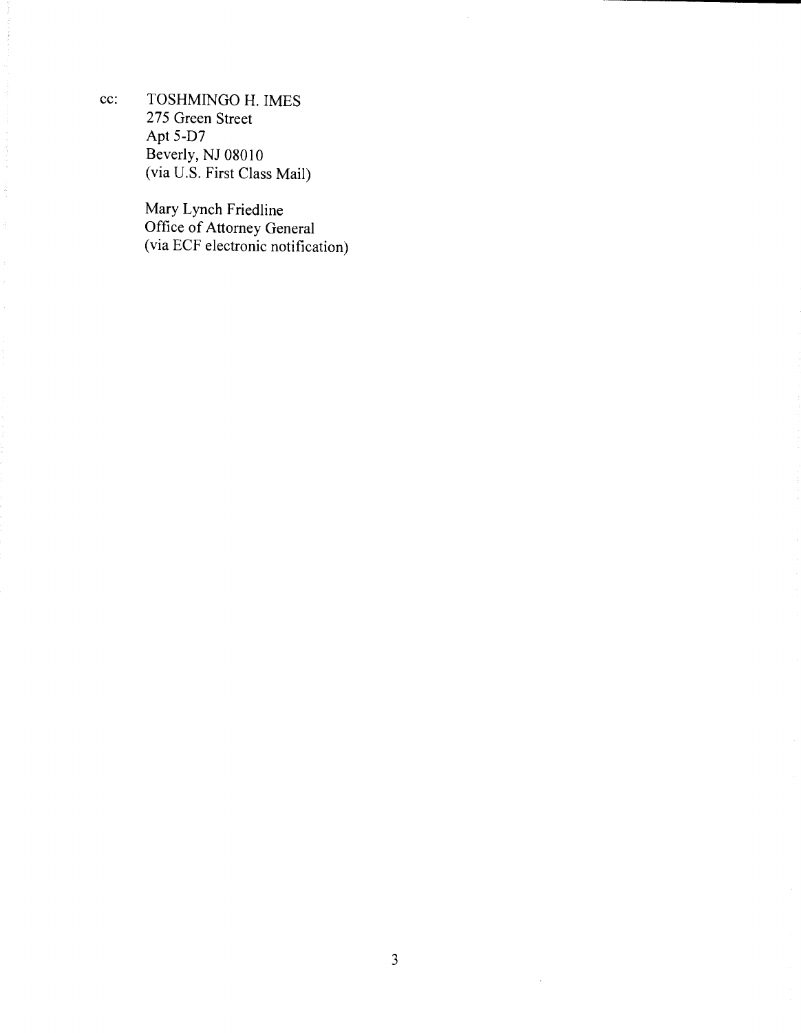cc: TOSHMINGO H. IMES
275 Green Street
Apt 5-D7
Beverly, NJ 08010
(via U.S. First Class Mail)

Mary Lynch Friedline
Office of Attorney General
(via ECF electronic notification)